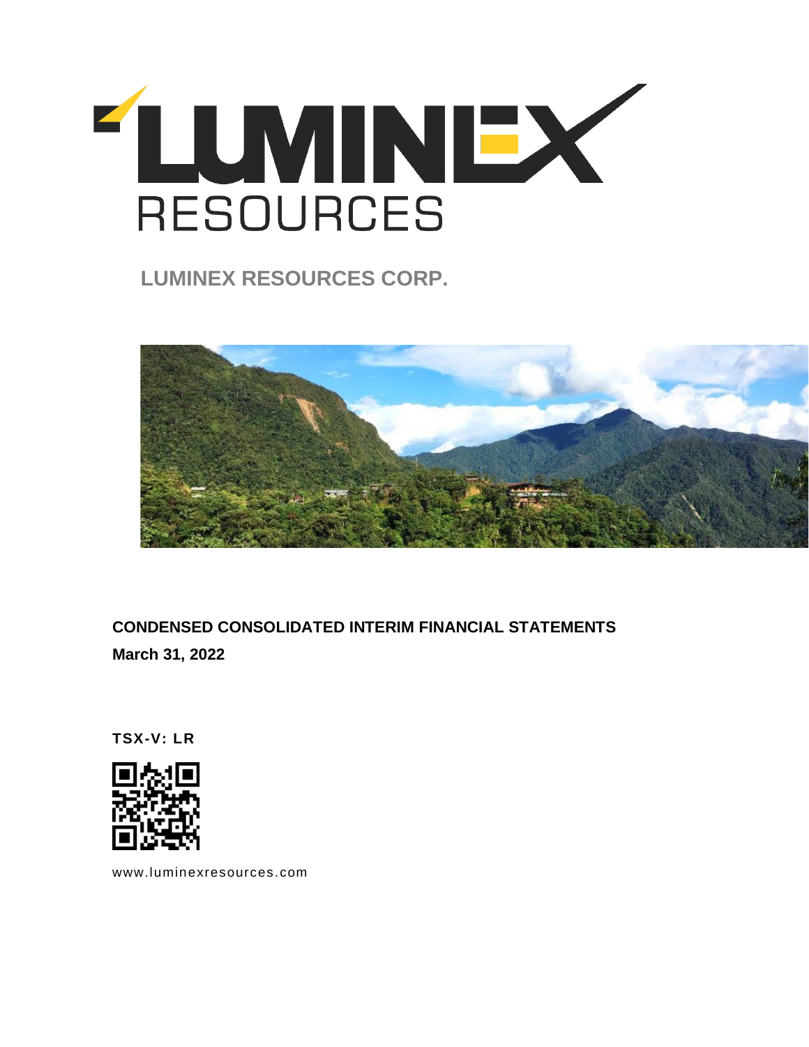# LUMINEX RESOURCES

## LUMINEX RESOURCES CORP.

**CONDENSED CONSOLIDATED INTERIM FINANCIAL STATEMENTS**

**March 31, 2022**

**TSX-V: LR**

www.luminexresources.com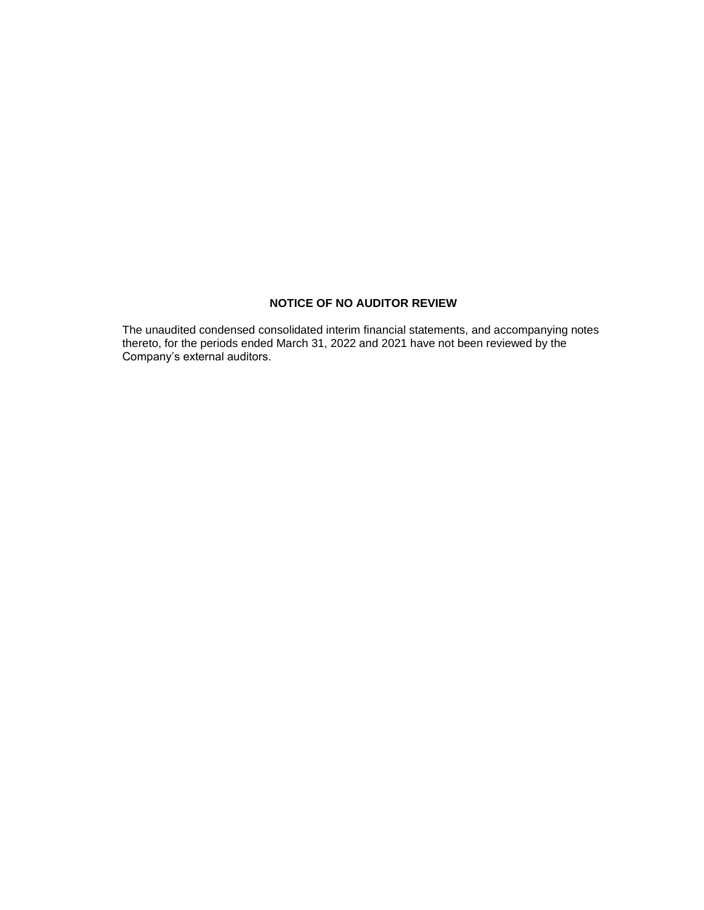## NOTICE OF NO AUDITOR REVIEW

The unaudited condensed consolidated interim financial statements, and accompanying notes thereto, for the periods ended March 31, 2022 and 2021 have not been reviewed by the Company's external auditors.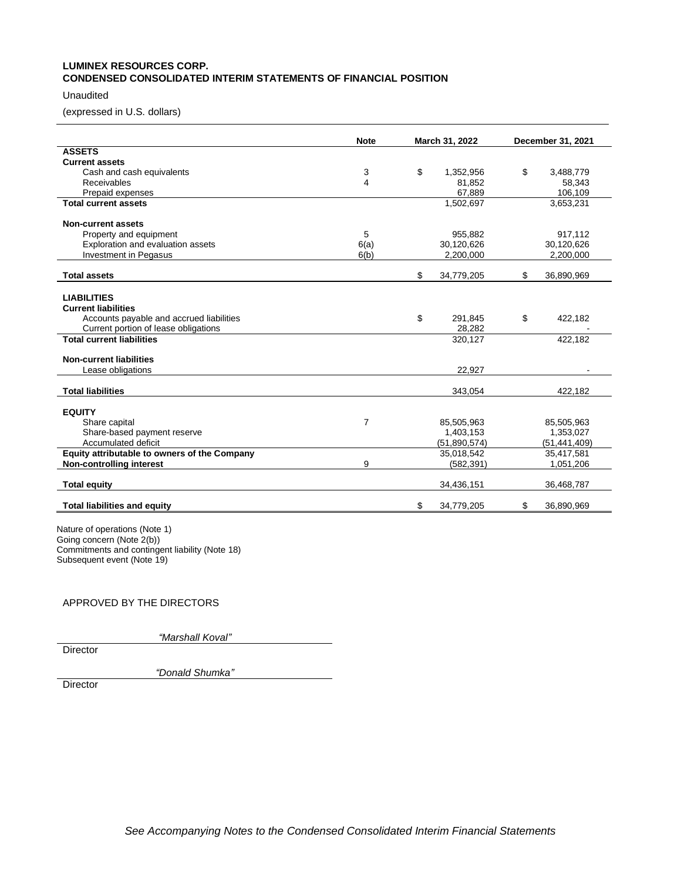**LUMINEX RESOURCES CORP.**
**CONDENSED CONSOLIDATED INTERIM STATEMENTS OF FINANCIAL POSITION**

Unaudited

(expressed in U.S. dollars)

| | Note | March 31, 2022 | December 31, 2021 |
|---|---|---|---|
| **ASSETS** | | | |
| **Current assets** | | | |
| Cash and cash equivalents | 3 | $ 1,352,956 | $ 3,488,779 |
| Receivables | 4 | 81,852 | 58,343 |
| Prepaid expenses | | 67,889 | 106,109 |
| **Total current assets** | | 1,502,697 | 3,653,231 |
| | | | |
| **Non-current assets** | | | |
| Property and equipment | 5 | 955,882 | 917,112 |
| Exploration and evaluation assets | 6(a) | 30,120,626 | 30,120,626 |
| Investment in Pegasus | 6(b) | 2,200,000 | 2,200,000 |
| | | | |
| **Total assets** | | $ 34,779,205 | $ 36,890,969 |
| | | | |
| **LIABILITIES** | | | |
| **Current liabilities** | | | |
| Accounts payable and accrued liabilities | | $ 291,845 | $ 422,182 |
| Current portion of lease obligations | | 28,282 | - |
| **Total current liabilities** | | 320,127 | 422,182 |
| | | | |
| **Non-current liabilities** | | | |
| Lease obligations | | 22,927 | - |
| | | | |
| **Total liabilities** | | 343,054 | 422,182 |
| | | | |
| **EQUITY** | | | |
| Share capital | 7 | 85,505,963 | 85,505,963 |
| Share-based payment reserve | | 1,403,153 | 1,353,027 |
| Accumulated deficit | | (51,890,574) | (51,441,409) |
| **Equity attributable to owners of the Company** | | 35,018,542 | 35,417,581 |
| **Non-controlling interest** | 9 | (582,391) | 1,051,206 |
| | | | |
| **Total equity** | | 34,436,151 | 36,468,787 |
| | | | |
| **Total liabilities and equity** | | $ 34,779,205 | $ 36,890,969 |

Nature of operations (Note 1)
Going concern (Note 2(b))
Commitments and contingent liability (Note 18)
Subsequent event (Note 19)

APPROVED BY THE DIRECTORS

*"Marshall Koval"*
Director

*"Donald Shumka"*
Director

*See Accompanying Notes to the Condensed Consolidated Interim Financial Statements*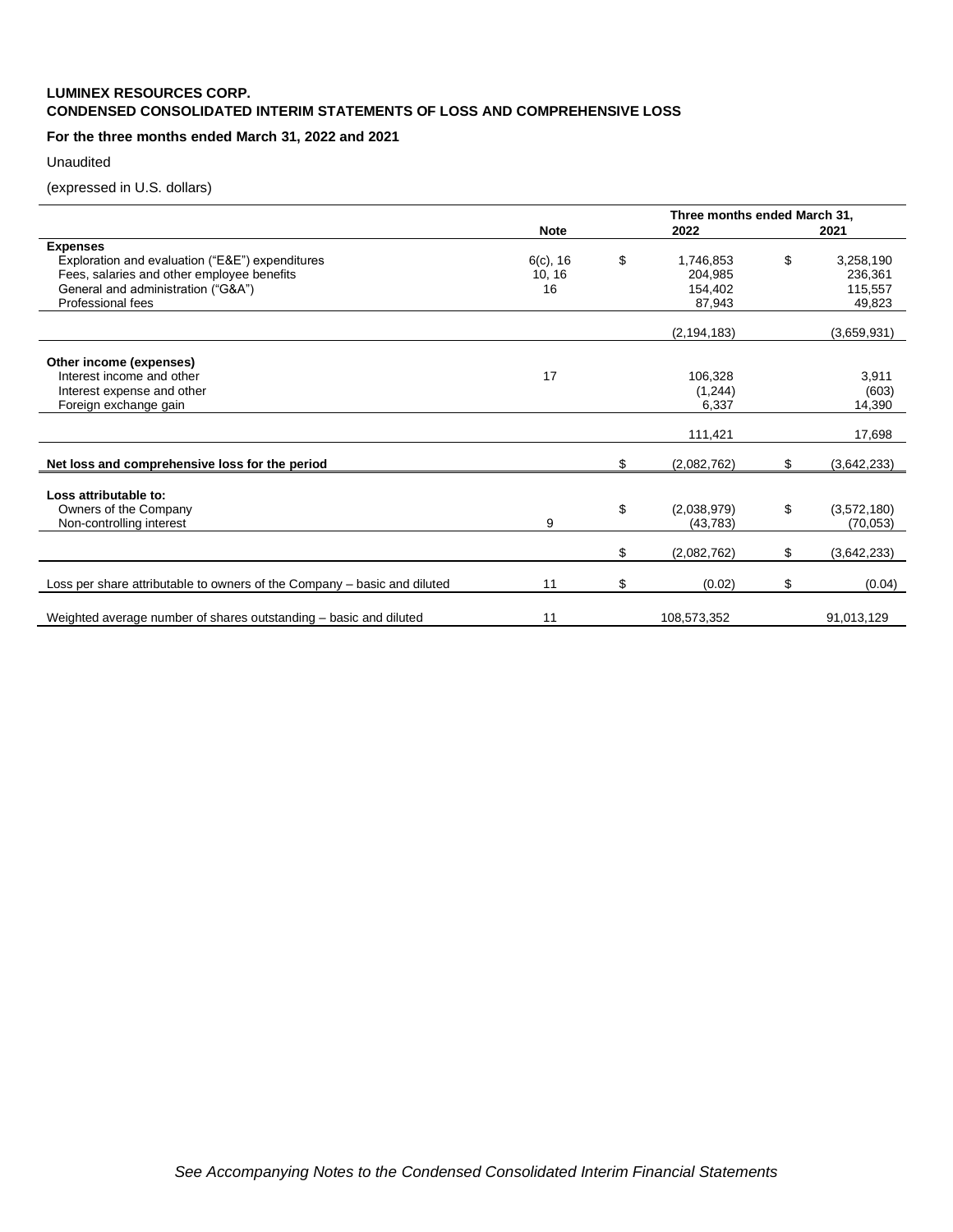**LUMINEX RESOURCES CORP.**
**CONDENSED CONSOLIDATED INTERIM STATEMENTS OF LOSS AND COMPREHENSIVE LOSS**

**For the three months ended March 31, 2022 and 2021**

Unaudited

(expressed in U.S. dollars)

| | Note | Three months ended March 31, 2022 | 2021 |
|---|---|---|---|
| **Expenses** | | | |
| Exploration and evaluation ("E&E") expenditures | 6(c), 16 | $ 1,746,853 | $ 3,258,190 |
| Fees, salaries and other employee benefits | 10, 16 | 204,985 | 236,361 |
| General and administration ("G&A") | 16 | 154,402 | 115,557 |
| Professional fees | | 87,943 | 49,823 |
| | | (2,194,183) | (3,659,931) |
| **Other income (expenses)** | | | |
| Interest income and other | 17 | 106,328 | 3,911 |
| Interest expense and other | | (1,244) | (603) |
| Foreign exchange gain | | 6,337 | 14,390 |
| | | 111,421 | 17,698 |
| **Net loss and comprehensive loss for the period** | | $ (2,082,762) | $ (3,642,233) |
| **Loss attributable to:** | | | |
| Owners of the Company | | $ (2,038,979) | $ (3,572,180) |
| Non-controlling interest | 9 | (43,783) | (70,053) |
| | | $ (2,082,762) | $ (3,642,233) |
| Loss per share attributable to owners of the Company – basic and diluted | 11 | $ (0.02) | $ (0.04) |
| Weighted average number of shares outstanding – basic and diluted | 11 | 108,573,352 | 91,013,129 |

*See Accompanying Notes to the Condensed Consolidated Interim Financial Statements*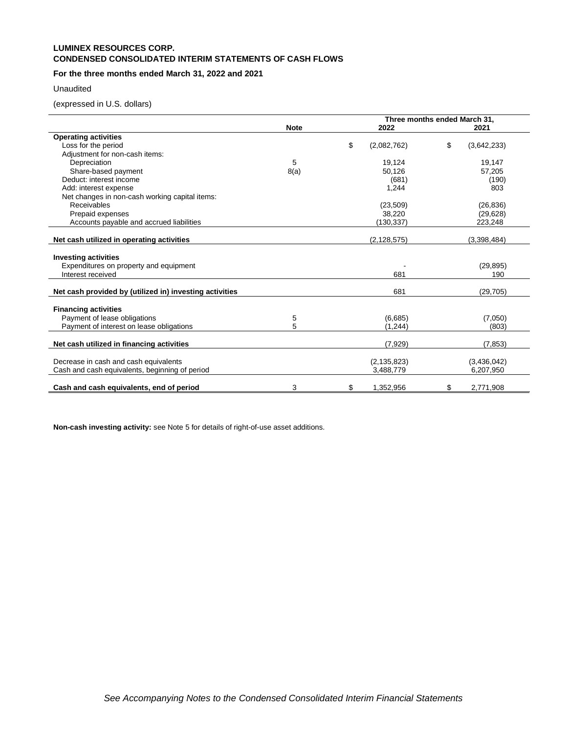**LUMINEX RESOURCES CORP.**
**CONDENSED CONSOLIDATED INTERIM STATEMENTS OF CASH FLOWS**

**For the three months ended March 31, 2022 and 2021**

Unaudited

(expressed in U.S. dollars)

| | Note | Three months ended March 31, 2022 | Three months ended March 31, 2021 |
|---|---|---|---|
| **Operating activities** | | | |
| Loss for the period | | $ (2,082,762) | $ (3,642,233) |
| Adjustment for non-cash items: | | | |
| Depreciation | 5 | 19,124 | 19,147 |
| Share-based payment | 8(a) | 50,126 | 57,205 |
| Deduct: interest income | | (681) | (190) |
| Add: interest expense | | 1,244 | 803 |
| Net changes in non-cash working capital items: | | | |
| Receivables | | (23,509) | (26,836) |
| Prepaid expenses | | 38,220 | (29,628) |
| Accounts payable and accrued liabilities | | (130,337) | 223,248 |
| **Net cash utilized in operating activities** | | (2,128,575) | (3,398,484) |
| **Investing activities** | | | |
| Expenditures on property and equipment | | - | (29,895) |
| Interest received | | 681 | 190 |
| **Net cash provided by (utilized in) investing activities** | | 681 | (29,705) |
| **Financing activities** | | | |
| Payment of lease obligations | 5 | (6,685) | (7,050) |
| Payment of interest on lease obligations | 5 | (1,244) | (803) |
| **Net cash utilized in financing activities** | | (7,929) | (7,853) |
| Decrease in cash and cash equivalents | | (2,135,823) | (3,436,042) |
| Cash and cash equivalents, beginning of period | | 3,488,779 | 6,207,950 |
| **Cash and cash equivalents, end of period** | 3 | $ 1,352,956 | $ 2,771,908 |

**Non-cash investing activity:** see Note 5 for details of right-of-use asset additions.

*See Accompanying Notes to the Condensed Consolidated Interim Financial Statements*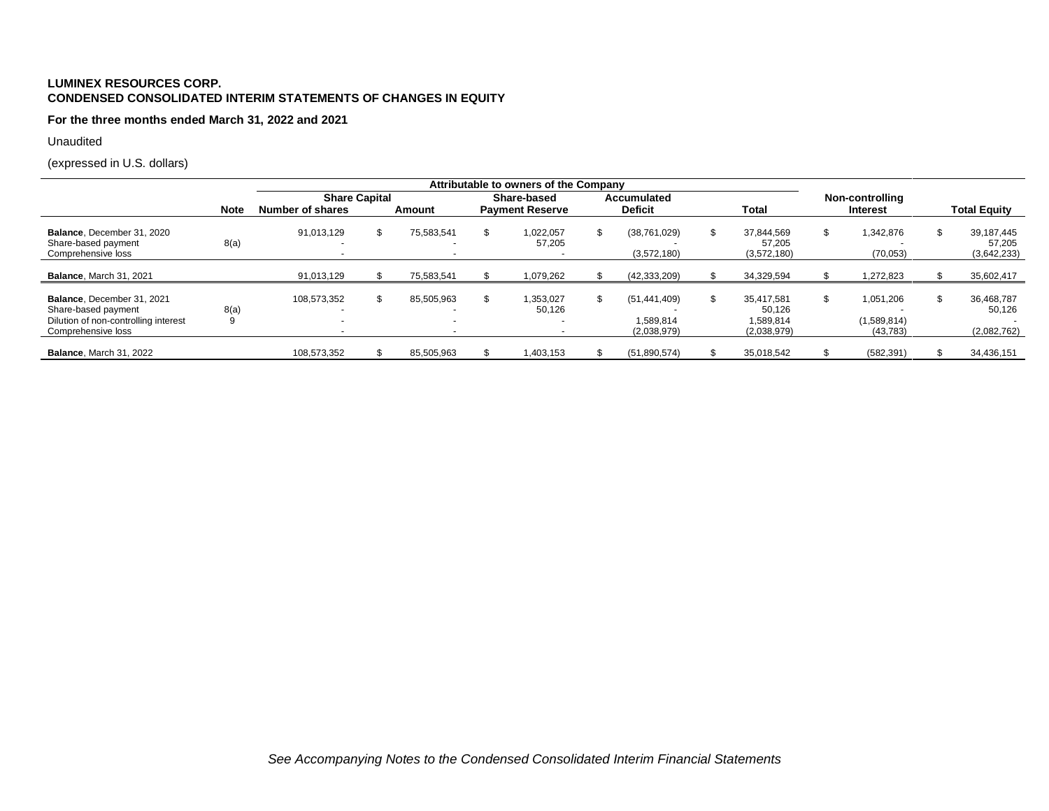**LUMINEX RESOURCES CORP.**
**CONDENSED CONSOLIDATED INTERIM STATEMENTS OF CHANGES IN EQUITY**

**For the three months ended March 31, 2022 and 2021**

Unaudited

(expressed in U.S. dollars)

| | | Attributable to owners of the Company | | | | | | |
|---|---|---|---|---|---|---|---|---|
| | | Share Capital | | Share-based | Accumulated | | Non-controlling | |
| | Note | Number of shares | Amount | Payment Reserve | Deficit | Total | Interest | Total Equity |
| **Balance**, December 31, 2020 | | 91,013,129 | $ 75,583,541 | $ 1,022,057 | $ (38,761,029) | $ 37,844,569 | $ 1,342,876 | $ 39,187,445 |
| Share-based payment | 8(a) | - | - | 57,205 | - | 57,205 | - | 57,205 |
| Comprehensive loss | | - | - | - | (3,572,180) | (3,572,180) | (70,053) | (3,642,233) |
| **Balance**, March 31, 2021 | | 91,013,129 | $ 75,583,541 | $ 1,079,262 | $ (42,333,209) | $ 34,329,594 | $ 1,272,823 | $ 35,602,417 |
| **Balance**, December 31, 2021 | | 108,573,352 | $ 85,505,963 | $ 1,353,027 | $ (51,441,409) | $ 35,417,581 | $ 1,051,206 | $ 36,468,787 |
| Share-based payment | 8(a) | - | - | 50,126 | - | 50,126 | - | 50,126 |
| Dilution of non-controlling interest | 9 | - | - | - | 1,589,814 | 1,589,814 | (1,589,814) | - |
| Comprehensive loss | | - | - | - | (2,038,979) | (2,038,979) | (43,783) | (2,082,762) |
| **Balance**, March 31, 2022 | | 108,573,352 | $ 85,505,963 | $ 1,403,153 | $ (51,890,574) | $ 35,018,542 | $ (582,391) | $ 34,436,151 |

*See Accompanying Notes to the Condensed Consolidated Interim Financial Statements*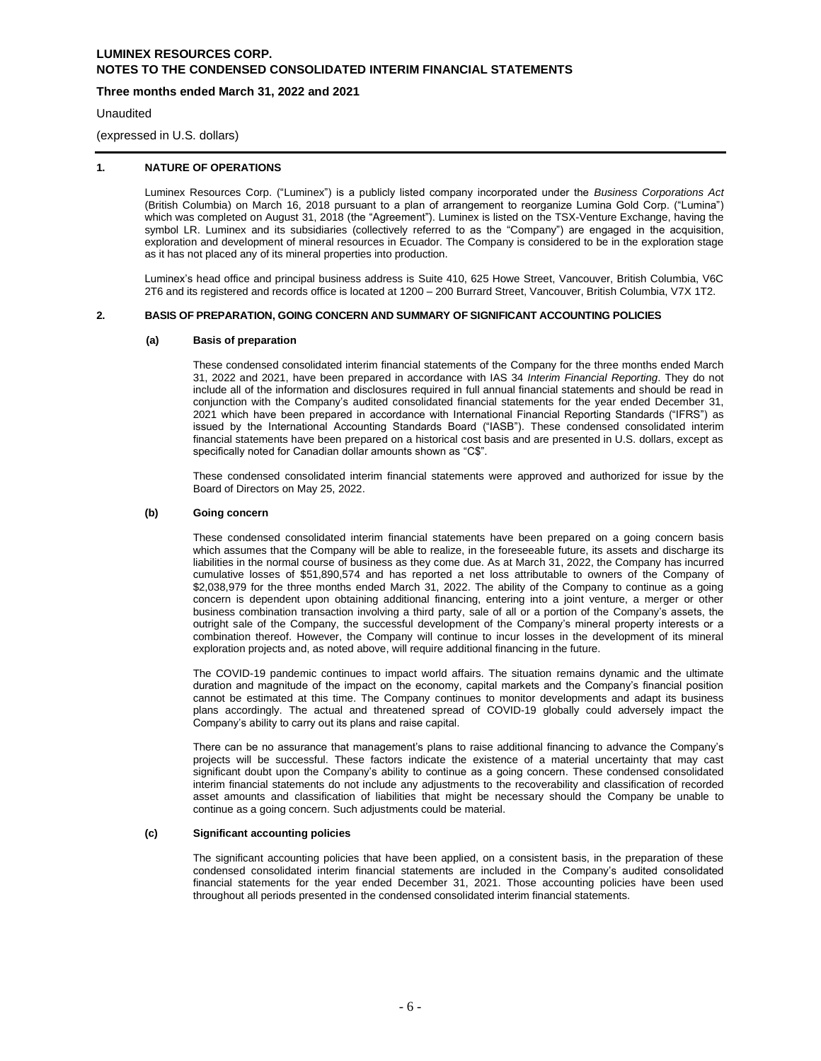## 1. NATURE OF OPERATIONS

Luminex Resources Corp. ("Luminex") is a publicly listed company incorporated under the *Business Corporations Act* (British Columbia) on March 16, 2018 pursuant to a plan of arrangement to reorganize Lumina Gold Corp. ("Lumina") which was completed on August 31, 2018 (the "Agreement"). Luminex is listed on the TSX-Venture Exchange, having the symbol LR. Luminex and its subsidiaries (collectively referred to as the "Company") are engaged in the acquisition, exploration and development of mineral resources in Ecuador. The Company is considered to be in the exploration stage as it has not placed any of its mineral properties into production.

Luminex's head office and principal business address is Suite 410, 625 Howe Street, Vancouver, British Columbia, V6C 2T6 and its registered and records office is located at 1200 – 200 Burrard Street, Vancouver, British Columbia, V7X 1T2.

## 2. BASIS OF PREPARATION, GOING CONCERN AND SUMMARY OF SIGNIFICANT ACCOUNTING POLICIES

### (a) Basis of preparation

These condensed consolidated interim financial statements of the Company for the three months ended March 31, 2022 and 2021, have been prepared in accordance with IAS 34 *Interim Financial Reporting*. They do not include all of the information and disclosures required in full annual financial statements and should be read in conjunction with the Company's audited consolidated financial statements for the year ended December 31, 2021 which have been prepared in accordance with International Financial Reporting Standards ("IFRS") as issued by the International Accounting Standards Board ("IASB"). These condensed consolidated interim financial statements have been prepared on a historical cost basis and are presented in U.S. dollars, except as specifically noted for Canadian dollar amounts shown as "C$".

These condensed consolidated interim financial statements were approved and authorized for issue by the Board of Directors on May 25, 2022.

### (b) Going concern

These condensed consolidated interim financial statements have been prepared on a going concern basis which assumes that the Company will be able to realize, in the foreseeable future, its assets and discharge its liabilities in the normal course of business as they come due. As at March 31, 2022, the Company has incurred cumulative losses of $51,890,574 and has reported a net loss attributable to owners of the Company of $2,038,979 for the three months ended March 31, 2022. The ability of the Company to continue as a going concern is dependent upon obtaining additional financing, entering into a joint venture, a merger or other business combination transaction involving a third party, sale of all or a portion of the Company's assets, the outright sale of the Company, the successful development of the Company's mineral property interests or a combination thereof. However, the Company will continue to incur losses in the development of its mineral exploration projects and, as noted above, will require additional financing in the future.

The COVID-19 pandemic continues to impact world affairs. The situation remains dynamic and the ultimate duration and magnitude of the impact on the economy, capital markets and the Company's financial position cannot be estimated at this time. The Company continues to monitor developments and adapt its business plans accordingly. The actual and threatened spread of COVID-19 globally could adversely impact the Company's ability to carry out its plans and raise capital.

There can be no assurance that management's plans to raise additional financing to advance the Company's projects will be successful. These factors indicate the existence of a material uncertainty that may cast significant doubt upon the Company's ability to continue as a going concern. These condensed consolidated interim financial statements do not include any adjustments to the recoverability and classification of recorded asset amounts and classification of liabilities that might be necessary should the Company be unable to continue as a going concern. Such adjustments could be material.

### (c) Significant accounting policies

The significant accounting policies that have been applied, on a consistent basis, in the preparation of these condensed consolidated interim financial statements are included in the Company's audited consolidated financial statements for the year ended December 31, 2021. Those accounting policies have been used throughout all periods presented in the condensed consolidated interim financial statements.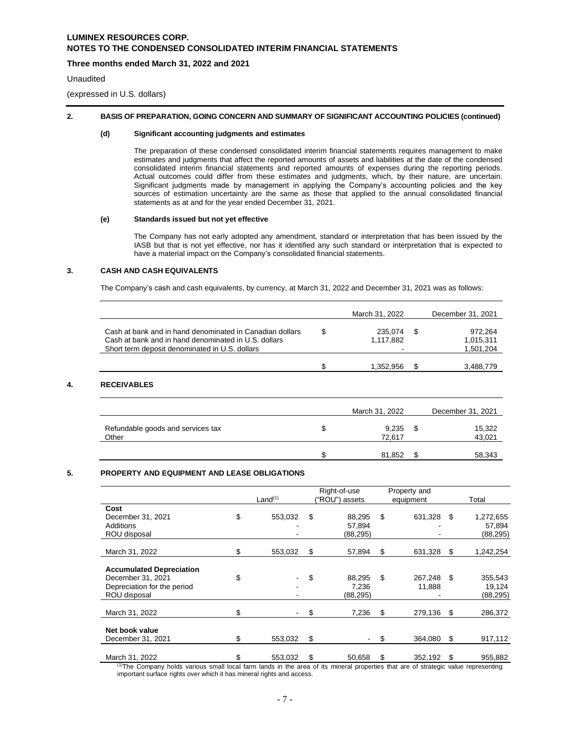## 2. BASIS OF PREPARATION, GOING CONCERN AND SUMMARY OF SIGNIFICANT ACCOUNTING POLICIES (continued)

### (d) Significant accounting judgments and estimates

The preparation of these condensed consolidated interim financial statements requires management to make estimates and judgments that affect the reported amounts of assets and liabilities at the date of the condensed consolidated interim financial statements and reported amounts of expenses during the reporting periods. Actual outcomes could differ from these estimates and judgments, which, by their nature, are uncertain. Significant judgments made by management in applying the Company's accounting policies and the key sources of estimation uncertainty are the same as those that applied to the annual consolidated financial statements as at and for the year ended December 31, 2021.

### (e) Standards issued but not yet effective

The Company has not early adopted any amendment, standard or interpretation that has been issued by the IASB but that is not yet effective, nor has it identified any such standard or interpretation that is expected to have a material impact on the Company's consolidated financial statements.

## 3. CASH AND CASH EQUIVALENTS

The Company's cash and cash equivalents, by currency, at March 31, 2022 and December 31, 2021 was as follows:

| | March 31, 2022 | December 31, 2021 |
|---|---|---|
| Cash at bank and in hand denominated in Canadian dollars | $ 235,074 | $ 972,264 |
| Cash at bank and in hand denominated in U.S. dollars | 1,117,882 | 1,015,311 |
| Short term deposit denominated in U.S. dollars | - | 1,501,204 |
| | $ 1,352,956 | $ 3,488,779 |

## 4. RECEIVABLES

| | March 31, 2022 | December 31, 2021 |
|---|---|---|
| Refundable goods and services tax | $ 9,235 | $ 15,322 |
| Other | 72,617 | 43,021 |
| | $ 81,852 | $ 58,343 |

## 5. PROPERTY AND EQUIPMENT AND LEASE OBLIGATIONS

| | Land[(1)] | Right-of-use ("ROU") assets | Property and equipment | Total |
|---|---|---|---|---|
| **Cost** | | | | |
| December 31, 2021 | $ 553,032 | $ 88,295 | $ 631,328 | $ 1,272,655 |
| Additions | - | 57,894 | - | 57,894 |
| ROU disposal | - | (88,295) | - | (88,295) |
| March 31, 2022 | $ 553,032 | $ 57,894 | $ 631,328 | $ 1,242,254 |
| **Accumulated Depreciation** | | | | |
| December 31, 2021 | $ - | $ 88,295 | $ 267,248 | $ 355,543 |
| Depreciation for the period | - | 7,236 | 11,888 | 19,124 |
| ROU disposal | - | (88,295) | - | (88,295) |
| March 31, 2022 | $ - | $ 7,236 | $ 279,136 | $ 286,372 |
| **Net book value** | | | | |
| December 31, 2021 | $ 553,032 | $ - | $ 364,080 | $ 917,112 |
| March 31, 2022 | $ 553,032 | $ 50,658 | $ 352,192 | $ 955,882 |

[(1)]The Company holds various small local farm lands in the area of its mineral properties that are of strategic value representing important surface rights over which it has mineral rights and access.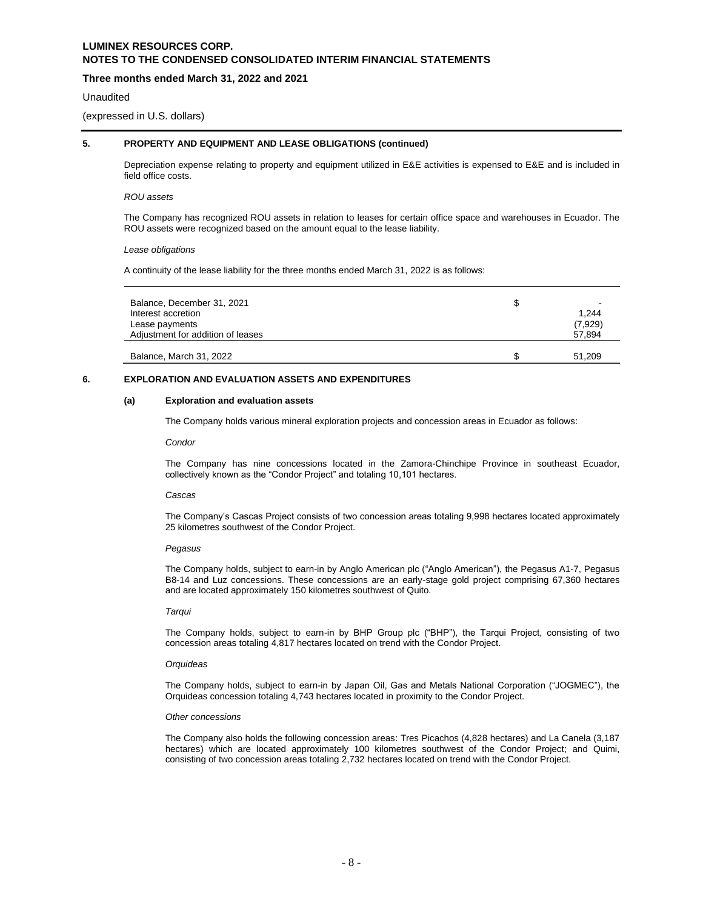### 5. PROPERTY AND EQUIPMENT AND LEASE OBLIGATIONS (continued)

Depreciation expense relating to property and equipment utilized in E&E activities is expensed to E&E and is included in field office costs.

*ROU assets*

The Company has recognized ROU assets in relation to leases for certain office space and warehouses in Ecuador. The ROU assets were recognized based on the amount equal to the lease liability.

*Lease obligations*

A continuity of the lease liability for the three months ended March 31, 2022 is as follows:

| | | |
|---|---|---|
| Balance, December 31, 2021 | $ | - |
| Interest accretion | | 1,244 |
| Lease payments | | (7,929) |
| Adjustment for addition of leases | | 57,894 |
| Balance, March 31, 2022 | $ | 51,209 |

### 6. EXPLORATION AND EVALUATION ASSETS AND EXPENDITURES

#### (a) Exploration and evaluation assets

The Company holds various mineral exploration projects and concession areas in Ecuador as follows:

*Condor*

The Company has nine concessions located in the Zamora-Chinchipe Province in southeast Ecuador, collectively known as the "Condor Project" and totaling 10,101 hectares.

*Cascas*

The Company's Cascas Project consists of two concession areas totaling 9,998 hectares located approximately 25 kilometres southwest of the Condor Project.

*Pegasus*

The Company holds, subject to earn-in by Anglo American plc ("Anglo American"), the Pegasus A1-7, Pegasus B8-14 and Luz concessions. These concessions are an early-stage gold project comprising 67,360 hectares and are located approximately 150 kilometres southwest of Quito.

*Tarqui*

The Company holds, subject to earn-in by BHP Group plc ("BHP"), the Tarqui Project, consisting of two concession areas totaling 4,817 hectares located on trend with the Condor Project.

*Orquideas*

The Company holds, subject to earn-in by Japan Oil, Gas and Metals National Corporation ("JOGMEC"), the Orquideas concession totaling 4,743 hectares located in proximity to the Condor Project.

*Other concessions*

The Company also holds the following concession areas: Tres Picachos (4,828 hectares) and La Canela (3,187 hectares) which are located approximately 100 kilometres southwest of the Condor Project; and Quimi, consisting of two concession areas totaling 2,732 hectares located on trend with the Condor Project.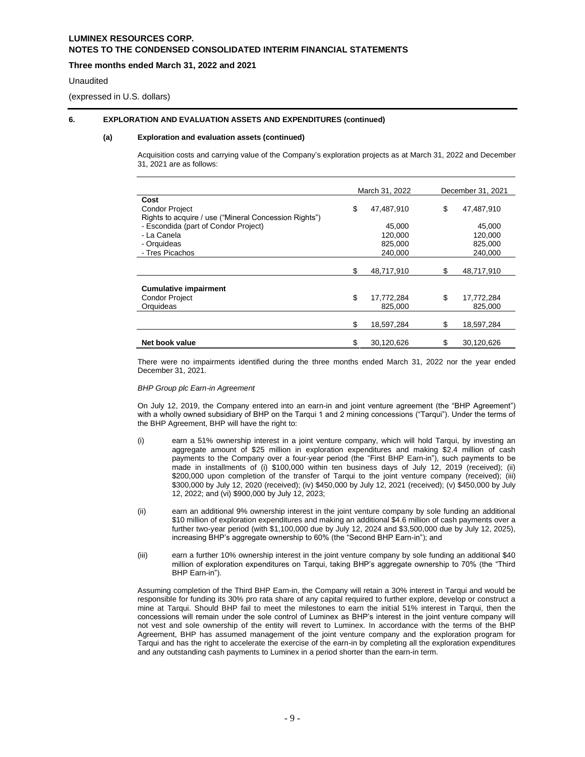## 6. EXPLORATION AND EVALUATION ASSETS AND EXPENDITURES (continued)

### (a) Exploration and evaluation assets (continued)

Acquisition costs and carrying value of the Company's exploration projects as at March 31, 2022 and December 31, 2021 are as follows:

| | March 31, 2022 | December 31, 2021 |
|---|---|---|
| **Cost** | | |
| Condor Project | $ 47,487,910 | $ 47,487,910 |
| Rights to acquire / use ("Mineral Concession Rights") | | |
| - Escondida (part of Condor Project) | 45,000 | 45,000 |
| - La Canela | 120,000 | 120,000 |
| - Orquideas | 825,000 | 825,000 |
| - Tres Picachos | 240,000 | 240,000 |
| | $ 48,717,910 | $ 48,717,910 |
| **Cumulative impairment** | | |
| Condor Project | $ 17,772,284 | $ 17,772,284 |
| Orquideas | 825,000 | 825,000 |
| | $ 18,597,284 | $ 18,597,284 |
| **Net book value** | $ 30,120,626 | $ 30,120,626 |

There were no impairments identified during the three months ended March 31, 2022 nor the year ended December 31, 2021.

*BHP Group plc Earn-in Agreement*

On July 12, 2019, the Company entered into an earn-in and joint venture agreement (the "BHP Agreement") with a wholly owned subsidiary of BHP on the Tarqui 1 and 2 mining concessions ("Tarqui"). Under the terms of the BHP Agreement, BHP will have the right to:

(i) earn a 51% ownership interest in a joint venture company, which will hold Tarqui, by investing an aggregate amount of $25 million in exploration expenditures and making $2.4 million of cash payments to the Company over a four-year period (the "First BHP Earn-in"), such payments to be made in installments of (i) $100,000 within ten business days of July 12, 2019 (received); (ii) $200,000 upon completion of the transfer of Tarqui to the joint venture company (received); (iii) $300,000 by July 12, 2020 (received); (iv) $450,000 by July 12, 2021 (received); (v) $450,000 by July 12, 2022; and (vi) $900,000 by July 12, 2023;

(ii) earn an additional 9% ownership interest in the joint venture company by sole funding an additional $10 million of exploration expenditures and making an additional $4.6 million of cash payments over a further two-year period (with $1,100,000 due by July 12, 2024 and $3,500,000 due by July 12, 2025), increasing BHP's aggregate ownership to 60% (the "Second BHP Earn-in"); and

(iii) earn a further 10% ownership interest in the joint venture company by sole funding an additional $40 million of exploration expenditures on Tarqui, taking BHP's aggregate ownership to 70% (the "Third BHP Earn-in").

Assuming completion of the Third BHP Earn-in, the Company will retain a 30% interest in Tarqui and would be responsible for funding its 30% pro rata share of any capital required to further explore, develop or construct a mine at Tarqui. Should BHP fail to meet the milestones to earn the initial 51% interest in Tarqui, then the concessions will remain under the sole control of Luminex as BHP's interest in the joint venture company will not vest and sole ownership of the entity will revert to Luminex. In accordance with the terms of the BHP Agreement, BHP has assumed management of the joint venture company and the exploration program for Tarqui and has the right to accelerate the exercise of the earn-in by completing all the exploration expenditures and any outstanding cash payments to Luminex in a period shorter than the earn-in term.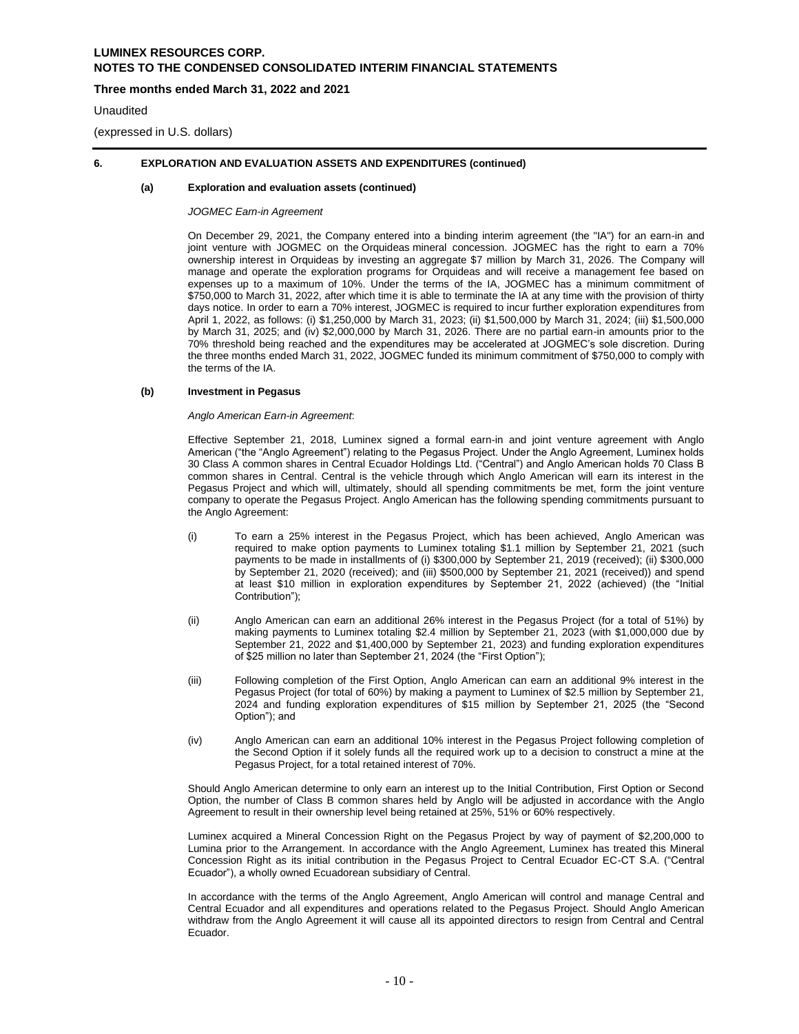## 6. EXPLORATION AND EVALUATION ASSETS AND EXPENDITURES (continued)

### (a) Exploration and evaluation assets (continued)

*JOGMEC Earn-in Agreement*

On December 29, 2021, the Company entered into a binding interim agreement (the "IA") for an earn-in and joint venture with JOGMEC on the Orquideas mineral concession. JOGMEC has the right to earn a 70% ownership interest in Orquideas by investing an aggregate $7 million by March 31, 2026. The Company will manage and operate the exploration programs for Orquideas and will receive a management fee based on expenses up to a maximum of 10%. Under the terms of the IA, JOGMEC has a minimum commitment of $750,000 to March 31, 2022, after which time it is able to terminate the IA at any time with the provision of thirty days notice. In order to earn a 70% interest, JOGMEC is required to incur further exploration expenditures from April 1, 2022, as follows: (i) $1,250,000 by March 31, 2023; (ii) $1,500,000 by March 31, 2024; (iii) $1,500,000 by March 31, 2025; and (iv) $2,000,000 by March 31, 2026. There are no partial earn-in amounts prior to the 70% threshold being reached and the expenditures may be accelerated at JOGMEC's sole discretion. During the three months ended March 31, 2022, JOGMEC funded its minimum commitment of $750,000 to comply with the terms of the IA.

### (b) Investment in Pegasus

*Anglo American Earn-in Agreement*:

Effective September 21, 2018, Luminex signed a formal earn-in and joint venture agreement with Anglo American ("the "Anglo Agreement") relating to the Pegasus Project. Under the Anglo Agreement, Luminex holds 30 Class A common shares in Central Ecuador Holdings Ltd. ("Central") and Anglo American holds 70 Class B common shares in Central. Central is the vehicle through which Anglo American will earn its interest in the Pegasus Project and which will, ultimately, should all spending commitments be met, form the joint venture company to operate the Pegasus Project. Anglo American has the following spending commitments pursuant to the Anglo Agreement:

(i) To earn a 25% interest in the Pegasus Project, which has been achieved, Anglo American was required to make option payments to Luminex totaling $1.1 million by September 21, 2021 (such payments to be made in installments of (i) $300,000 by September 21, 2019 (received); (ii) $300,000 by September 21, 2020 (received); and (iii) $500,000 by September 21, 2021 (received)) and spend at least $10 million in exploration expenditures by September 21, 2022 (achieved) (the "Initial Contribution");

(ii) Anglo American can earn an additional 26% interest in the Pegasus Project (for a total of 51%) by making payments to Luminex totaling $2.4 million by September 21, 2023 (with $1,000,000 due by September 21, 2022 and $1,400,000 by September 21, 2023) and funding exploration expenditures of $25 million no later than September 21, 2024 (the "First Option");

(iii) Following completion of the First Option, Anglo American can earn an additional 9% interest in the Pegasus Project (for total of 60%) by making a payment to Luminex of $2.5 million by September 21, 2024 and funding exploration expenditures of $15 million by September 21, 2025 (the "Second Option"); and

(iv) Anglo American can earn an additional 10% interest in the Pegasus Project following completion of the Second Option if it solely funds all the required work up to a decision to construct a mine at the Pegasus Project, for a total retained interest of 70%.

Should Anglo American determine to only earn an interest up to the Initial Contribution, First Option or Second Option, the number of Class B common shares held by Anglo will be adjusted in accordance with the Anglo Agreement to result in their ownership level being retained at 25%, 51% or 60% respectively.

Luminex acquired a Mineral Concession Right on the Pegasus Project by way of payment of $2,200,000 to Lumina prior to the Arrangement. In accordance with the Anglo Agreement, Luminex has treated this Mineral Concession Right as its initial contribution in the Pegasus Project to Central Ecuador EC-CT S.A. ("Central Ecuador"), a wholly owned Ecuadorean subsidiary of Central.

In accordance with the terms of the Anglo Agreement, Anglo American will control and manage Central and Central Ecuador and all expenditures and operations related to the Pegasus Project. Should Anglo American withdraw from the Anglo Agreement it will cause all its appointed directors to resign from Central and Central Ecuador.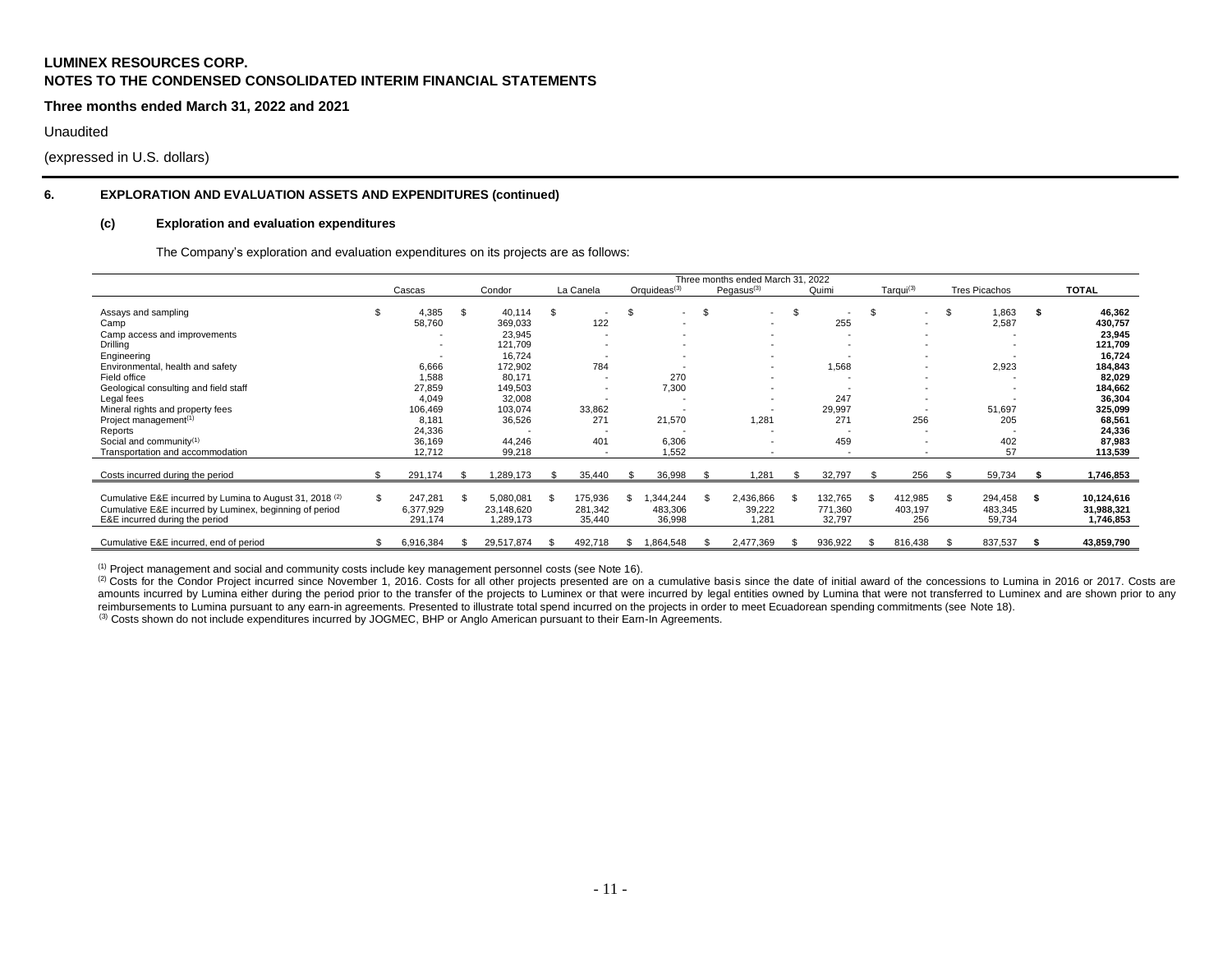## 6. EXPLORATION AND EVALUATION ASSETS AND EXPENDITURES (continued)

### (c) Exploration and evaluation expenditures

The Company's exploration and evaluation expenditures on its projects are as follows:

| | Three months ended March 31, 2022 | | | | | | | | |
|---|---|---|---|---|---|---|---|---|---|
| | Cascas | Condor | La Canela | Orquideas[(3)] | Pegasus[(3)] | Quimi | Tarqui[(3)] | Tres Picachos | **TOTAL** |
| Assays and sampling | $ 4,385 | $ 40,114 | $ - | $ - | $ - | $ - | $ - | $ 1,863 | **$ 46,362** |
| Camp | 58,760 | 369,033 | 122 | - | - | 255 | - | 2,587 | **430,757** |
| Camp access and improvements | - | 23,945 | - | - | - | - | - | - | **23,945** |
| Drilling | - | 121,709 | - | - | - | - | - | - | **121,709** |
| Engineering | - | 16,724 | - | - | - | - | - | - | **16,724** |
| Environmental, health and safety | 6,666 | 172,902 | 784 | - | - | 1,568 | - | 2,923 | **184,843** |
| Field office | 1,588 | 80,171 | - | 270 | - | - | - | - | **82,029** |
| Geological consulting and field staff | 27,859 | 149,503 | - | 7,300 | - | - | - | - | **184,662** |
| Legal fees | 4,049 | 32,008 | - | - | - | 247 | - | - | **36,304** |
| Mineral rights and property fees | 106,469 | 103,074 | 33,862 | - | - | 29,997 | - | 51,697 | **325,099** |
| Project management[(1)] | 8,181 | 36,526 | 271 | 21,570 | 1,281 | 271 | 256 | 205 | **68,561** |
| Reports | 24,336 | - | - | - | - | - | - | - | **24,336** |
| Social and community[(1)] | 36,169 | 44,246 | 401 | 6,306 | - | 459 | - | 402 | **87,983** |
| Transportation and accommodation | 12,712 | 99,218 | - | 1,552 | - | - | - | 57 | **113,539** |
| Costs incurred during the period | $ 291,174 | $ 1,289,173 | $ 35,440 | $ 36,998 | $ 1,281 | $ 32,797 | $ 256 | $ 59,734 | **$ 1,746,853** |
| Cumulative E&E incurred by Lumina to August 31, 2018 [(2)] | $ 247,281 | $ 5,080,081 | $ 175,936 | $ 1,344,244 | $ 2,436,866 | $ 132,765 | $ 412,985 | $ 294,458 | **$ 10,124,616** |
| Cumulative E&E incurred by Luminex, beginning of period | 6,377,929 | 23,148,620 | 281,342 | 483,306 | 39,222 | 771,360 | 403,197 | 483,345 | **31,988,321** |
| E&E incurred during the period | 291,174 | 1,289,173 | 35,440 | 36,998 | 1,281 | 32,797 | 256 | 59,734 | **1,746,853** |
| Cumulative E&E incurred, end of period | $ 6,916,384 | $ 29,517,874 | $ 492,718 | $ 1,864,548 | $ 2,477,369 | $ 936,922 | $ 816,438 | $ 837,537 | **$ 43,859,790** |

[(1)] Project management and social and community costs include key management personnel costs (see Note 16).

[(2)] Costs for the Condor Project incurred since November 1, 2016. Costs for all other projects presented are on a cumulative basis since the date of initial award of the concessions to Lumina in 2016 or 2017. Costs are amounts incurred by Lumina either during the period prior to the transfer of the projects to Luminex or that were incurred by legal entities owned by Lumina that were not transferred to Luminex and are shown prior to any reimbursements to Lumina pursuant to any earn-in agreements. Presented to illustrate total spend incurred on the projects in order to meet Ecuadorean spending commitments (see Note 18).

[(3)] Costs shown do not include expenditures incurred by JOGMEC, BHP or Anglo American pursuant to their Earn-In Agreements.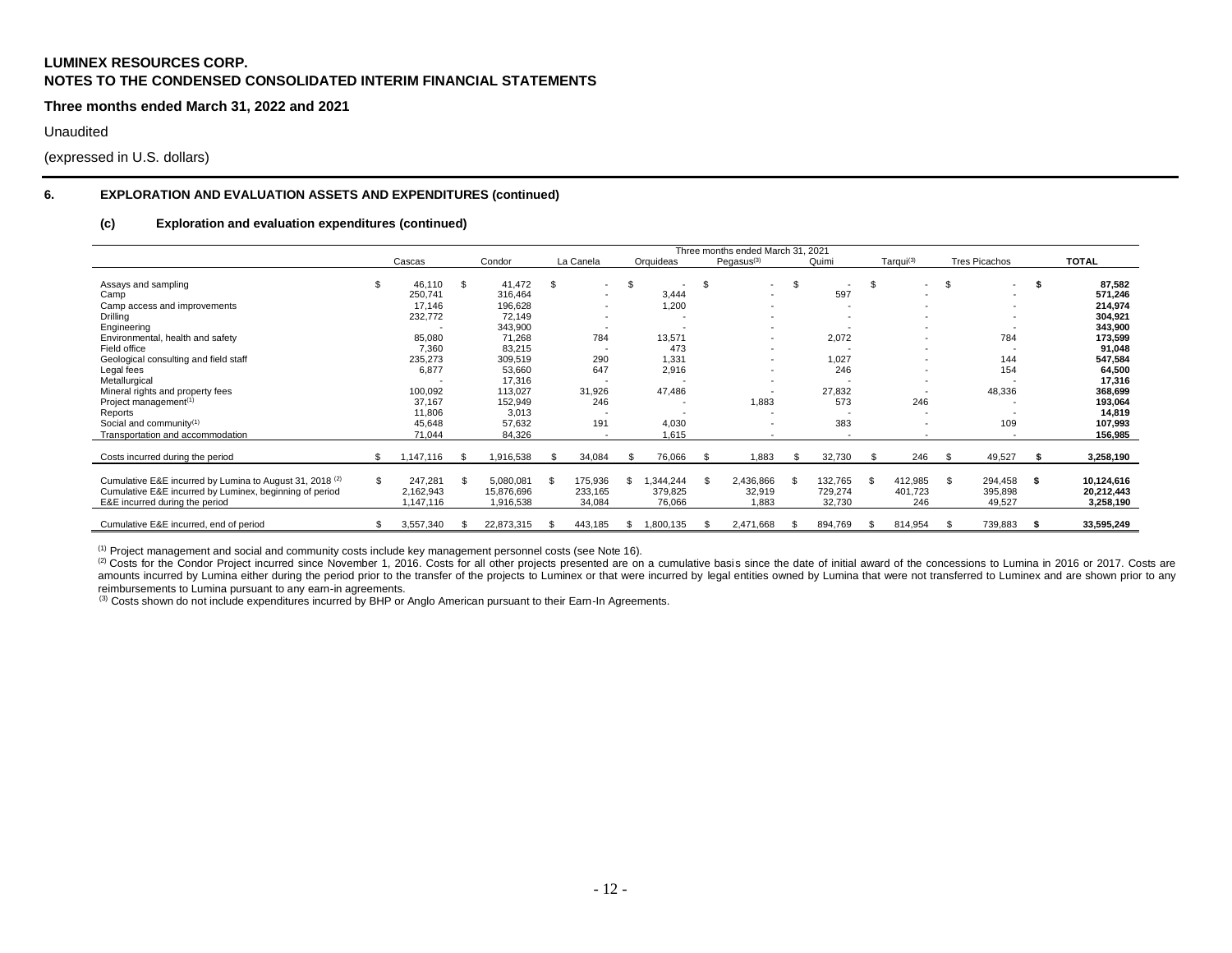**LUMINEX RESOURCES CORP.**
**NOTES TO THE CONDENSED CONSOLIDATED INTERIM FINANCIAL STATEMENTS**

**Three months ended March 31, 2022 and 2021**

Unaudited

(expressed in U.S. dollars)

## 6. EXPLORATION AND EVALUATION ASSETS AND EXPENDITURES (continued)

### (c) Exploration and evaluation expenditures (continued)

| | Three months ended March 31, 2021 | | | | | | | | | |
|---|---|---|---|---|---|---|---|---|---|---|
| | Cascas | Condor | La Canela | Orquideas | Pegasus[3] | Quimi | Tarqui[3] | Tres Picachos | **TOTAL** |
| Assays and sampling | $ 46,110 | $ 41,472 | $ - | $ - | $ - | $ - | $ - | $ - | **$ 87,582** |
| Camp | 250,741 | 316,464 | - | 3,444 | - | 597 | - | - | **571,246** |
| Camp access and improvements | 17,146 | 196,628 | - | 1,200 | - | - | - | - | **214,974** |
| Drilling | 232,772 | 72,149 | - | - | - | - | - | - | **304,921** |
| Engineering | - | 343,900 | - | - | - | - | - | - | **343,900** |
| Environmental, health and safety | 85,080 | 71,268 | 784 | 13,571 | - | 2,072 | - | 784 | **173,599** |
| Field office | 7,360 | 83,215 | - | 473 | - | - | - | - | **91,048** |
| Geological consulting and field staff | 235,273 | 309,519 | 290 | 1,331 | - | 1,027 | - | 144 | **547,584** |
| Legal fees | 6,877 | 53,660 | 647 | 2,916 | - | 246 | - | 154 | **64,500** |
| Metallurgical | - | 17,316 | - | - | - | - | - | - | **17,316** |
| Mineral rights and property fees | 100,092 | 113,027 | 31,926 | 47,486 | - | 27,832 | - | 48,336 | **368,699** |
| Project management[1] | 37,167 | 152,949 | 246 | - | 1,883 | 573 | 246 | - | **193,064** |
| Reports | 11,806 | 3,013 | - | - | - | - | - | - | **14,819** |
| Social and community[1] | 45,648 | 57,632 | 191 | 4,030 | - | 383 | - | 109 | **107,993** |
| Transportation and accommodation | 71,044 | 84,326 | - | 1,615 | - | - | - | - | **156,985** |
| Costs incurred during the period | $ 1,147,116 | $ 1,916,538 | $ 34,084 | $ 76,066 | $ 1,883 | $ 32,730 | $ 246 | $ 49,527 | **$ 3,258,190** |
| Cumulative E&E incurred by Lumina to August 31, 2018 [2] | $ 247,281 | $ 5,080,081 | $ 175,936 | $ 1,344,244 | $ 2,436,866 | $ 132,765 | $ 412,985 | $ 294,458 | **$ 10,124,616** |
| Cumulative E&E incurred by Luminex, beginning of period | 2,162,943 | 15,876,696 | 233,165 | 379,825 | 32,919 | 729,274 | 401,723 | 395,898 | **20,212,443** |
| E&E incurred during the period | 1,147,116 | 1,916,538 | 34,084 | 76,066 | 1,883 | 32,730 | 246 | 49,527 | **3,258,190** |
| Cumulative E&E incurred, end of period | $ 3,557,340 | $ 22,873,315 | $ 443,185 | $ 1,800,135 | $ 2,471,668 | $ 894,769 | $ 814,954 | $ 739,883 | **$ 33,595,249** |

[1] Project management and social and community costs include key management personnel costs (see Note 16).

[2] Costs for the Condor Project incurred since November 1, 2016. Costs for all other projects presented are on a cumulative basis since the date of initial award of the concessions to Lumina in 2016 or 2017. Costs are amounts incurred by Lumina either during the period prior to the transfer of the projects to Luminex or that were incurred by legal entities owned by Lumina that were not transferred to Luminex and are shown prior to any reimbursements to Lumina pursuant to any earn-in agreements.

[3] Costs shown do not include expenditures incurred by BHP or Anglo American pursuant to their Earn-In Agreements.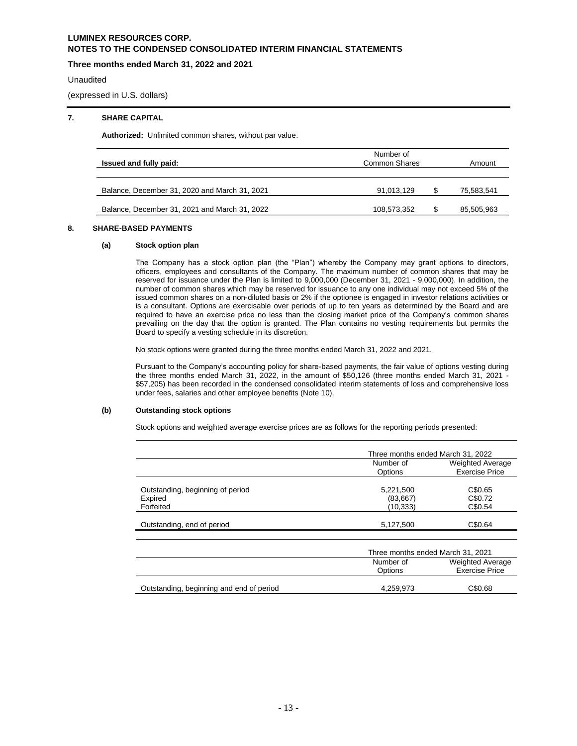## 7. SHARE CAPITAL

**Authorized:** Unlimited common shares, without par value.

| Issued and fully paid: | Number of Common Shares | | Amount |
|---|---|---|---|
| Balance, December 31, 2020 and March 31, 2021 | 91,013,129 | $ | 75,583,541 |
| Balance, December 31, 2021 and March 31, 2022 | 108,573,352 | $ | 85,505,963 |

## 8. SHARE-BASED PAYMENTS

### (a) Stock option plan

The Company has a stock option plan (the "Plan") whereby the Company may grant options to directors, officers, employees and consultants of the Company. The maximum number of common shares that may be reserved for issuance under the Plan is limited to 9,000,000 (December 31, 2021 - 9,000,000). In addition, the number of common shares which may be reserved for issuance to any one individual may not exceed 5% of the issued common shares on a non-diluted basis or 2% if the optionee is engaged in investor relations activities or is a consultant. Options are exercisable over periods of up to ten years as determined by the Board and are required to have an exercise price no less than the closing market price of the Company's common shares prevailing on the day that the option is granted. The Plan contains no vesting requirements but permits the Board to specify a vesting schedule in its discretion.

No stock options were granted during the three months ended March 31, 2022 and 2021.

Pursuant to the Company's accounting policy for share-based payments, the fair value of options vesting during the three months ended March 31, 2022, in the amount of $50,126 (three months ended March 31, 2021 - $57,205) has been recorded in the condensed consolidated interim statements of loss and comprehensive loss under fees, salaries and other employee benefits (Note 10).

### (b) Outstanding stock options

Stock options and weighted average exercise prices are as follows for the reporting periods presented:

| | Three months ended March 31, 2022 | |
|---|---|---|
| | Number of Options | Weighted Average Exercise Price |
| Outstanding, beginning of period | 5,221,500 | C$0.65 |
| Expired | (83,667) | C$0.72 |
| Forfeited | (10,333) | C$0.54 |
| Outstanding, end of period | 5,127,500 | C$0.64 |

| | Three months ended March 31, 2021 | |
|---|---|---|
| | Number of Options | Weighted Average Exercise Price |
| Outstanding, beginning and end of period | 4,259,973 | C$0.68 |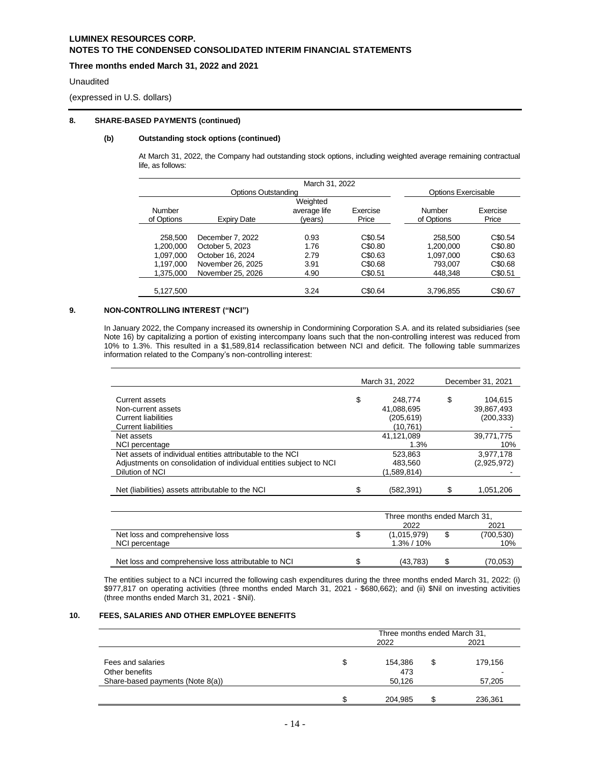**LUMINEX RESOURCES CORP.**
**NOTES TO THE CONDENSED CONSOLIDATED INTERIM FINANCIAL STATEMENTS**

**Three months ended March 31, 2022 and 2021**

Unaudited

(expressed in U.S. dollars)

## 8. SHARE-BASED PAYMENTS (continued)

### (b) Outstanding stock options (continued)

At March 31, 2022, the Company had outstanding stock options, including weighted average remaining contractual life, as follows:

| March 31, 2022 | | | | | |
|---|---|---|---|---|---|
| Options Outstanding | | | | Options Exercisable | |
| Number of Options | Expiry Date | Weighted average life (years) | Exercise Price | Number of Options | Exercise Price |
| 258,500 | December 7, 2022 | 0.93 | C$0.54 | 258,500 | C$0.54 |
| 1,200,000 | October 5, 2023 | 1.76 | C$0.80 | 1,200,000 | C$0.80 |
| 1,097,000 | October 16, 2024 | 2.79 | C$0.63 | 1,097,000 | C$0.63 |
| 1,197,000 | November 26, 2025 | 3.91 | C$0.68 | 793,007 | C$0.68 |
| 1,375,000 | November 25, 2026 | 4.90 | C$0.51 | 448,348 | C$0.51 |
| 5,127,500 | | 3.24 | C$0.64 | 3,796,855 | C$0.67 |

## 9. NON-CONTROLLING INTEREST ("NCI")

In January 2022, the Company increased its ownership in Condormining Corporation S.A. and its related subsidiaries (see Note 16) by capitalizing a portion of existing intercompany loans such that the non-controlling interest was reduced from 10% to 1.3%. This resulted in a $1,589,814 reclassification between NCI and deficit. The following table summarizes information related to the Company's non-controlling interest:

| | March 31, 2022 | December 31, 2021 |
|---|---|---|
| Current assets | $ 248,774 | $ 104,615 |
| Non-current assets | 41,088,695 | 39,867,493 |
| Current liabilities | (205,619) | (200,333) |
| Current liabilities | (10,761) | - |
| Net assets | 41,121,089 | 39,771,775 |
| NCI percentage | 1.3% | 10% |
| Net assets of individual entities attributable to the NCI | 523,863 | 3,977,178 |
| Adjustments on consolidation of individual entities subject to NCI | 483,560 | (2,925,972) |
| Dilution of NCI | (1,589,814) | - |
| Net (liabilities) assets attributable to the NCI | $ (582,391) | $ 1,051,206 |

| | Three months ended March 31, 2022 | Three months ended March 31, 2021 |
|---|---|---|
| Net loss and comprehensive loss | $ (1,015,979) | $ (700,530) |
| NCI percentage | 1.3% / 10% | 10% |
| Net loss and comprehensive loss attributable to NCI | $ (43,783) | $ (70,053) |

The entities subject to a NCI incurred the following cash expenditures during the three months ended March 31, 2022: (i) $977,817 on operating activities (three months ended March 31, 2021 - $680,662); and (ii) $Nil on investing activities (three months ended March 31, 2021 - $Nil).

## 10. FEES, SALARIES AND OTHER EMPLOYEE BENEFITS

| | Three months ended March 31, 2022 | Three months ended March 31, 2021 |
|---|---|---|
| Fees and salaries | $ 154,386 | $ 179,156 |
| Other benefits | 473 | - |
| Share-based payments (Note 8(a)) | 50,126 | 57,205 |
| | $ 204,985 | $ 236,361 |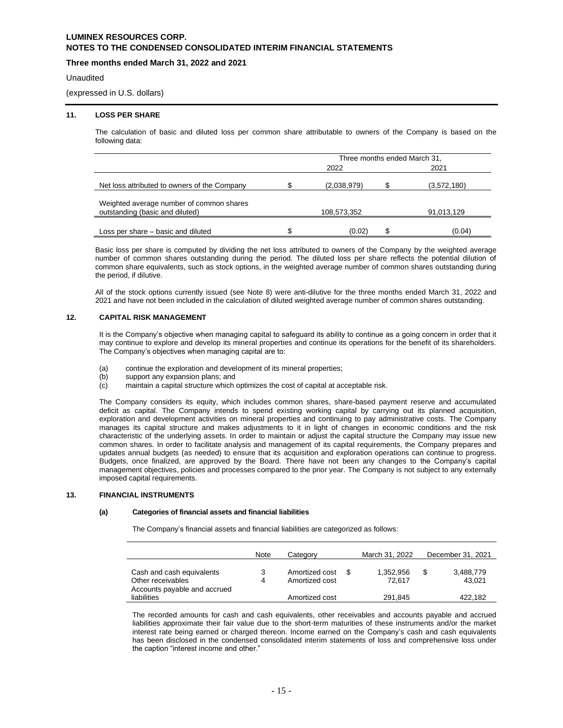## 11. LOSS PER SHARE

The calculation of basic and diluted loss per common share attributable to owners of the Company is based on the following data:

| | Three months ended March 31, | |
|---|---|---|
| | 2022 | 2021 |
| Net loss attributed to owners of the Company | $ (2,038,979) | $ (3,572,180) |
| Weighted average number of common shares outstanding (basic and diluted) | 108,573,352 | 91,013,129 |
| Loss per share – basic and diluted | $ (0.02) | $ (0.04) |

Basic loss per share is computed by dividing the net loss attributed to owners of the Company by the weighted average number of common shares outstanding during the period. The diluted loss per share reflects the potential dilution of common share equivalents, such as stock options, in the weighted average number of common shares outstanding during the period, if dilutive.

All of the stock options currently issued (see Note 8) were anti-dilutive for the three months ended March 31, 2022 and 2021 and have not been included in the calculation of diluted weighted average number of common shares outstanding.

## 12. CAPITAL RISK MANAGEMENT

It is the Company's objective when managing capital to safeguard its ability to continue as a going concern in order that it may continue to explore and develop its mineral properties and continue its operations for the benefit of its shareholders. The Company's objectives when managing capital are to:

(a) continue the exploration and development of its mineral properties;
(b) support any expansion plans; and
(c) maintain a capital structure which optimizes the cost of capital at acceptable risk.

The Company considers its equity, which includes common shares, share-based payment reserve and accumulated deficit as capital. The Company intends to spend existing working capital by carrying out its planned acquisition, exploration and development activities on mineral properties and continuing to pay administrative costs. The Company manages its capital structure and makes adjustments to it in light of changes in economic conditions and the risk characteristic of the underlying assets. In order to maintain or adjust the capital structure the Company may issue new common shares. In order to facilitate analysis and management of its capital requirements, the Company prepares and updates annual budgets (as needed) to ensure that its acquisition and exploration operations can continue to progress. Budgets, once finalized, are approved by the Board. There have not been any changes to the Company's capital management objectives, policies and processes compared to the prior year. The Company is not subject to any externally imposed capital requirements.

## 13. FINANCIAL INSTRUMENTS

### (a) Categories of financial assets and financial liabilities

The Company's financial assets and financial liabilities are categorized as follows:

| | Note | Category | March 31, 2022 | December 31, 2021 |
|---|---|---|---|---|
| Cash and cash equivalents | 3 | Amortized cost | $ 1,352,956 | $ 3,488,779 |
| Other receivables | 4 | Amortized cost | 72,617 | 43,021 |
| Accounts payable and accrued liabilities | | Amortized cost | 291,845 | 422,182 |

The recorded amounts for cash and cash equivalents, other receivables and accounts payable and accrued liabilities approximate their fair value due to the short-term maturities of these instruments and/or the market interest rate being earned or charged thereon. Income earned on the Company's cash and cash equivalents has been disclosed in the condensed consolidated interim statements of loss and comprehensive loss under the caption "interest income and other."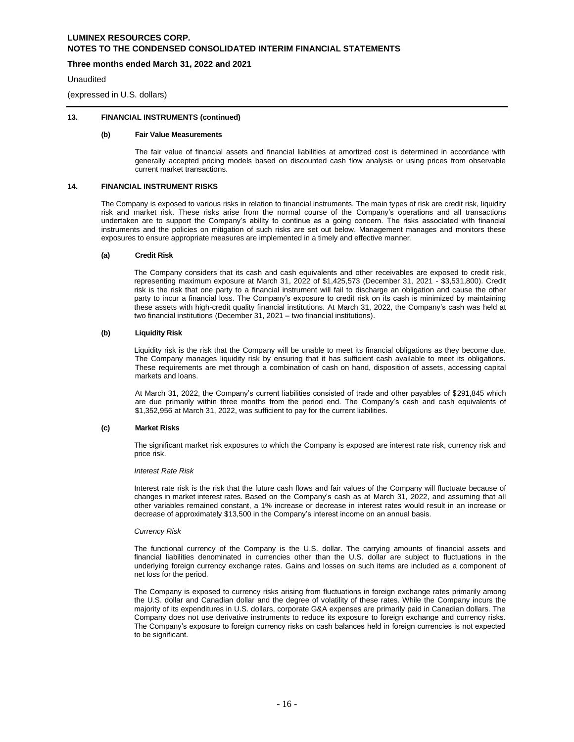## 13. FINANCIAL INSTRUMENTS (continued)

### (b) Fair Value Measurements

The fair value of financial assets and financial liabilities at amortized cost is determined in accordance with generally accepted pricing models based on discounted cash flow analysis or using prices from observable current market transactions.

## 14. FINANCIAL INSTRUMENT RISKS

The Company is exposed to various risks in relation to financial instruments. The main types of risk are credit risk, liquidity risk and market risk. These risks arise from the normal course of the Company's operations and all transactions undertaken are to support the Company's ability to continue as a going concern. The risks associated with financial instruments and the policies on mitigation of such risks are set out below. Management manages and monitors these exposures to ensure appropriate measures are implemented in a timely and effective manner.

### (a) Credit Risk

The Company considers that its cash and cash equivalents and other receivables are exposed to credit risk, representing maximum exposure at March 31, 2022 of $1,425,573 (December 31, 2021 - $3,531,800). Credit risk is the risk that one party to a financial instrument will fail to discharge an obligation and cause the other party to incur a financial loss. The Company's exposure to credit risk on its cash is minimized by maintaining these assets with high-credit quality financial institutions. At March 31, 2022, the Company's cash was held at two financial institutions (December 31, 2021 – two financial institutions).

### (b) Liquidity Risk

Liquidity risk is the risk that the Company will be unable to meet its financial obligations as they become due. The Company manages liquidity risk by ensuring that it has sufficient cash available to meet its obligations. These requirements are met through a combination of cash on hand, disposition of assets, accessing capital markets and loans.

At March 31, 2022, the Company's current liabilities consisted of trade and other payables of $291,845 which are due primarily within three months from the period end. The Company's cash and cash equivalents of $1,352,956 at March 31, 2022, was sufficient to pay for the current liabilities.

### (c) Market Risks

The significant market risk exposures to which the Company is exposed are interest rate risk, currency risk and price risk.

*Interest Rate Risk*

Interest rate risk is the risk that the future cash flows and fair values of the Company will fluctuate because of changes in market interest rates. Based on the Company's cash as at March 31, 2022, and assuming that all other variables remained constant, a 1% increase or decrease in interest rates would result in an increase or decrease of approximately $13,500 in the Company's interest income on an annual basis.

*Currency Risk*

The functional currency of the Company is the U.S. dollar. The carrying amounts of financial assets and financial liabilities denominated in currencies other than the U.S. dollar are subject to fluctuations in the underlying foreign currency exchange rates. Gains and losses on such items are included as a component of net loss for the period.

The Company is exposed to currency risks arising from fluctuations in foreign exchange rates primarily among the U.S. dollar and Canadian dollar and the degree of volatility of these rates. While the Company incurs the majority of its expenditures in U.S. dollars, corporate G&A expenses are primarily paid in Canadian dollars. The Company does not use derivative instruments to reduce its exposure to foreign exchange and currency risks. The Company's exposure to foreign currency risks on cash balances held in foreign currencies is not expected to be significant.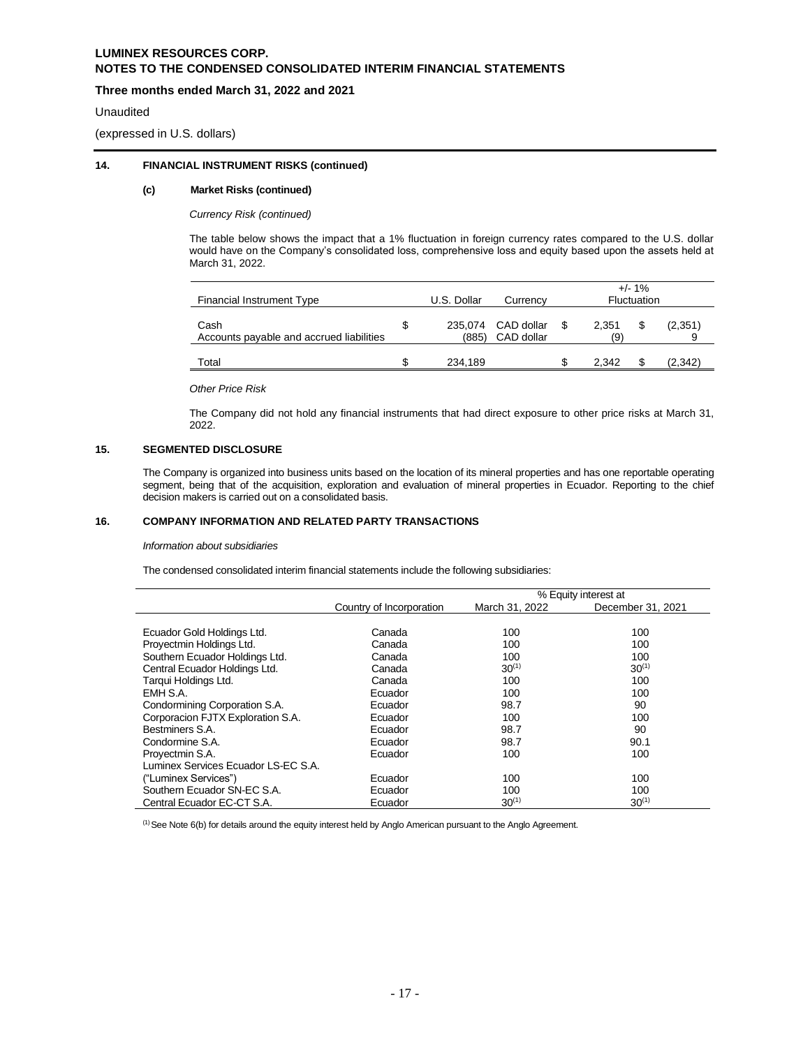## 14. FINANCIAL INSTRUMENT RISKS (continued)

### (c) Market Risks (continued)

*Currency Risk (continued)*

The table below shows the impact that a 1% fluctuation in foreign currency rates compared to the U.S. dollar would have on the Company's consolidated loss, comprehensive loss and equity based upon the assets held at March 31, 2022.

| Financial Instrument Type | | U.S. Dollar | Currency | +/- 1% Fluctuation | |
|---|---|---|---|---|---|
| Cash | $ | 235,074 | CAD dollar | $ 2,351 | $ (2,351) |
| Accounts payable and accrued liabilities | | (885) | CAD dollar | (9) | 9 |
| Total | $ | 234,189 | | $ 2,342 | $ (2,342) |

*Other Price Risk*

The Company did not hold any financial instruments that had direct exposure to other price risks at March 31, 2022.

## 15. SEGMENTED DISCLOSURE

The Company is organized into business units based on the location of its mineral properties and has one reportable operating segment, being that of the acquisition, exploration and evaluation of mineral properties in Ecuador. Reporting to the chief decision makers is carried out on a consolidated basis.

## 16. COMPANY INFORMATION AND RELATED PARTY TRANSACTIONS

*Information about subsidiaries*

The condensed consolidated interim financial statements include the following subsidiaries:

| | Country of Incorporation | % Equity interest at March 31, 2022 | % Equity interest at December 31, 2021 |
|---|---|---|---|
| Ecuador Gold Holdings Ltd. | Canada | 100 | 100 |
| Proyectmin Holdings Ltd. | Canada | 100 | 100 |
| Southern Ecuador Holdings Ltd. | Canada | 100 | 100 |
| Central Ecuador Holdings Ltd. | Canada | 30[(1)] | 30[(1)] |
| Tarqui Holdings Ltd. | Canada | 100 | 100 |
| EMH S.A. | Ecuador | 100 | 100 |
| Condormining Corporation S.A. | Ecuador | 98.7 | 90 |
| Corporacion FJTX Exploration S.A. | Ecuador | 100 | 100 |
| Bestminers S.A. | Ecuador | 98.7 | 90 |
| Condormine S.A. | Ecuador | 98.7 | 90.1 |
| Proyectmin S.A. | Ecuador | 100 | 100 |
| Luminex Services Ecuador LS-EC S.A. ("Luminex Services") | Ecuador | 100 | 100 |
| Southern Ecuador SN-EC S.A. | Ecuador | 100 | 100 |
| Central Ecuador EC-CT S.A. | Ecuador | 30[(1)] | 30[(1)] |

[(1)] See Note 6(b) for details around the equity interest held by Anglo American pursuant to the Anglo Agreement.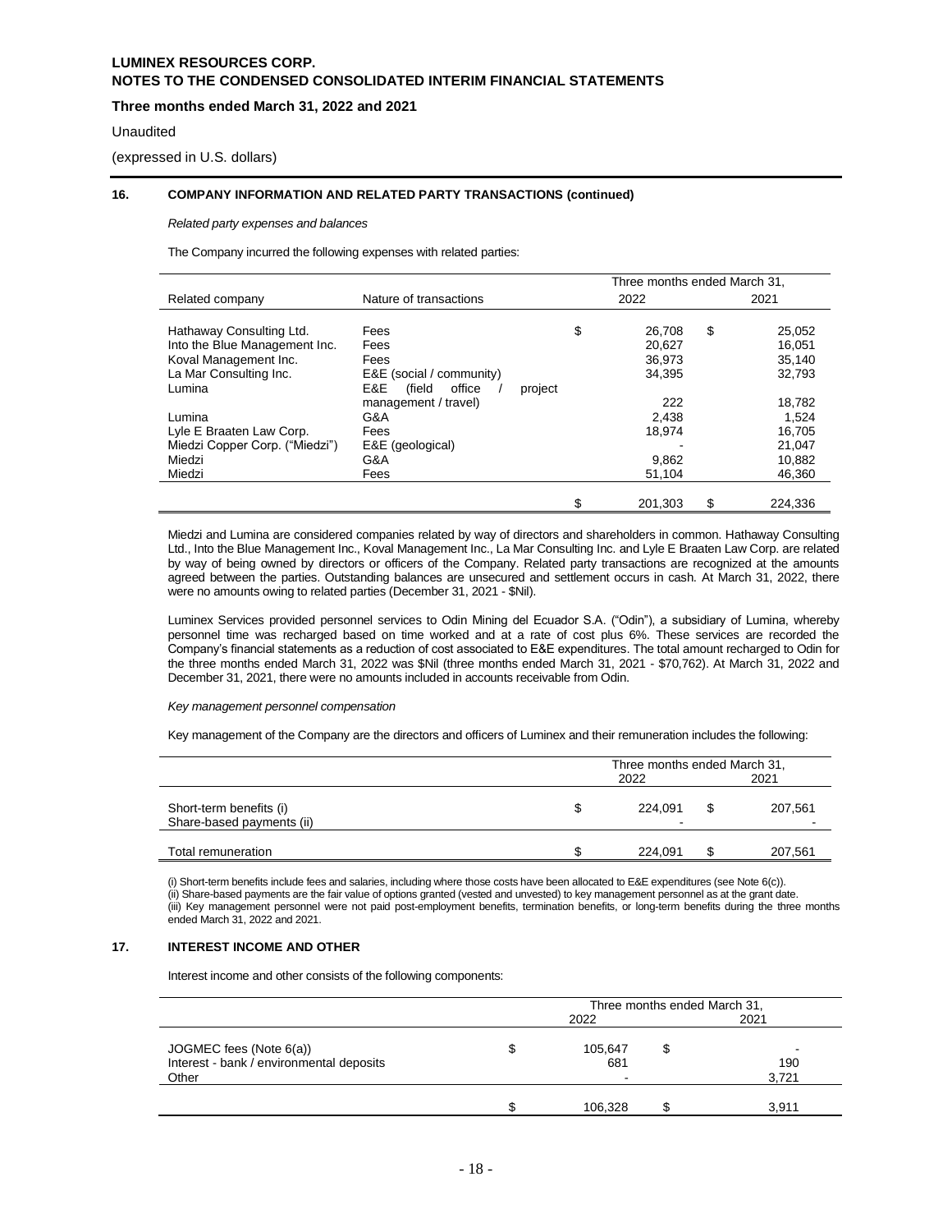## 16. COMPANY INFORMATION AND RELATED PARTY TRANSACTIONS (continued)

*Related party expenses and balances*

The Company incurred the following expenses with related parties:

| Related company | Nature of transactions | Three months ended March 31, 2022 | 2021 |
|---|---|---|---|
| Hathaway Consulting Ltd. | Fees | $ 26,708 | $ 25,052 |
| Into the Blue Management Inc. | Fees | 20,627 | 16,051 |
| Koval Management Inc. | Fees | 36,973 | 35,140 |
| La Mar Consulting Inc. | E&E (social / community) | 34,395 | 32,793 |
| Lumina | E&E (field office / project management / travel) | 222 | 18,782 |
| Lumina | G&A | 2,438 | 1,524 |
| Lyle E Braaten Law Corp. | Fees | 18,974 | 16,705 |
| Miedzi Copper Corp. ("Miedzi") | E&E (geological) | - | 21,047 |
| Miedzi | G&A | 9,862 | 10,882 |
| Miedzi | Fees | 51,104 | 46,360 |
| | | $ 201,303 | $ 224,336 |

Miedzi and Lumina are considered companies related by way of directors and shareholders in common. Hathaway Consulting Ltd., Into the Blue Management Inc., Koval Management Inc., La Mar Consulting Inc. and Lyle E Braaten Law Corp. are related by way of being owned by directors or officers of the Company. Related party transactions are recognized at the amounts agreed between the parties. Outstanding balances are unsecured and settlement occurs in cash. At March 31, 2022, there were no amounts owing to related parties (December 31, 2021 - $Nil).

Luminex Services provided personnel services to Odin Mining del Ecuador S.A. ("Odin"), a subsidiary of Lumina, whereby personnel time was recharged based on time worked and at a rate of cost plus 6%. These services are recorded the Company's financial statements as a reduction of cost associated to E&E expenditures. The total amount recharged to Odin for the three months ended March 31, 2022 was $Nil (three months ended March 31, 2021 - $70,762). At March 31, 2022 and December 31, 2021, there were no amounts included in accounts receivable from Odin.

*Key management personnel compensation*

Key management of the Company are the directors and officers of Luminex and their remuneration includes the following:

| | Three months ended March 31, 2022 | 2021 |
|---|---|---|
| Short-term benefits (i) | $ 224,091 | $ 207,561 |
| Share-based payments (ii) | - | - |
| Total remuneration | $ 224,091 | $ 207,561 |

(i) Short-term benefits include fees and salaries, including where those costs have been allocated to E&E expenditures (see Note 6(c)).
(ii) Share-based payments are the fair value of options granted (vested and unvested) to key management personnel as at the grant date.
(iii) Key management personnel were not paid post-employment benefits, termination benefits, or long-term benefits during the three months ended March 31, 2022 and 2021.

## 17. INTEREST INCOME AND OTHER

Interest income and other consists of the following components:

| | Three months ended March 31, 2022 | 2021 |
|---|---|---|
| JOGMEC fees (Note 6(a)) | $ 105,647 | $ - |
| Interest - bank / environmental deposits | 681 | 190 |
| Other | - | 3,721 |
| | $ 106,328 | $ 3,911 |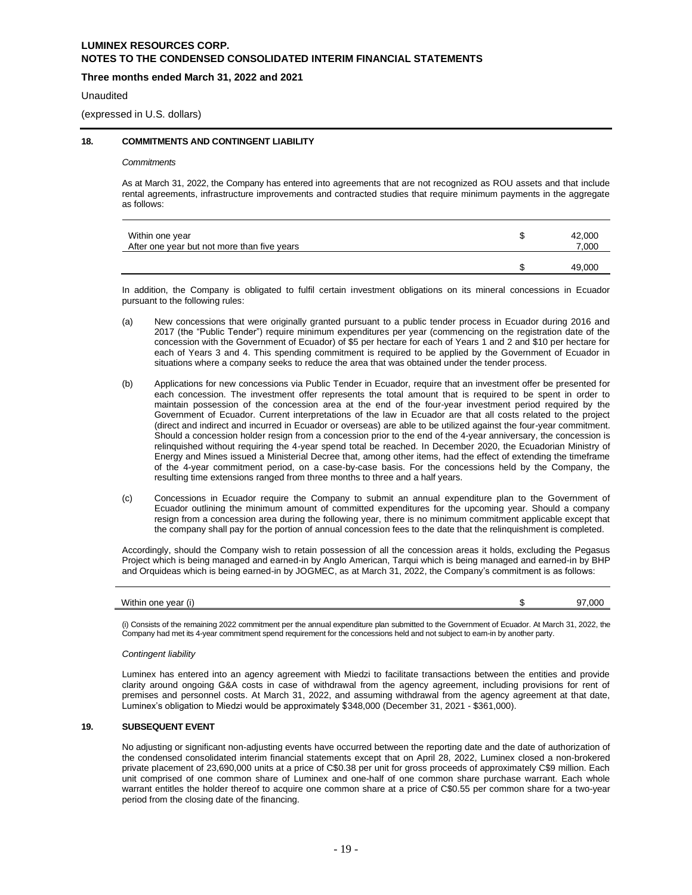## 18. COMMITMENTS AND CONTINGENT LIABILITY

*Commitments*

As at March 31, 2022, the Company has entered into agreements that are not recognized as ROU assets and that include rental agreements, infrastructure improvements and contracted studies that require minimum payments in the aggregate as follows:

| | | |
|---|---|---|
| Within one year | $ | 42,000 |
| After one year but not more than five years | | 7,000 |
| | $ | 49,000 |

In addition, the Company is obligated to fulfil certain investment obligations on its mineral concessions in Ecuador pursuant to the following rules:

(a) New concessions that were originally granted pursuant to a public tender process in Ecuador during 2016 and 2017 (the "Public Tender") require minimum expenditures per year (commencing on the registration date of the concession with the Government of Ecuador) of $5 per hectare for each of Years 1 and 2 and $10 per hectare for each of Years 3 and 4. This spending commitment is required to be applied by the Government of Ecuador in situations where a company seeks to reduce the area that was obtained under the tender process.

(b) Applications for new concessions via Public Tender in Ecuador, require that an investment offer be presented for each concession. The investment offer represents the total amount that is required to be spent in order to maintain possession of the concession area at the end of the four-year investment period required by the Government of Ecuador. Current interpretations of the law in Ecuador are that all costs related to the project (direct and indirect and incurred in Ecuador or overseas) are able to be utilized against the four-year commitment. Should a concession holder resign from a concession prior to the end of the 4-year anniversary, the concession is relinquished without requiring the 4-year spend total be reached. In December 2020, the Ecuadorian Ministry of Energy and Mines issued a Ministerial Decree that, among other items, had the effect of extending the timeframe of the 4-year commitment period, on a case-by-case basis. For the concessions held by the Company, the resulting time extensions ranged from three months to three and a half years.

(c) Concessions in Ecuador require the Company to submit an annual expenditure plan to the Government of Ecuador outlining the minimum amount of committed expenditures for the upcoming year. Should a company resign from a concession area during the following year, there is no minimum commitment applicable except that the company shall pay for the portion of annual concession fees to the date that the relinquishment is completed.

Accordingly, should the Company wish to retain possession of all the concession areas it holds, excluding the Pegasus Project which is being managed and earned-in by Anglo American, Tarqui which is being managed and earned-in by BHP and Orquideas which is being earned-in by JOGMEC, as at March 31, 2022, the Company's commitment is as follows:

| | | |
|---|---|---|
| Within one year (i) | $ | 97,000 |

(i) Consists of the remaining 2022 commitment per the annual expenditure plan submitted to the Government of Ecuador. At March 31, 2022, the Company had met its 4-year commitment spend requirement for the concessions held and not subject to earn-in by another party.

*Contingent liability*

Luminex has entered into an agency agreement with Miedzi to facilitate transactions between the entities and provide clarity around ongoing G&A costs in case of withdrawal from the agency agreement, including provisions for rent of premises and personnel costs. At March 31, 2022, and assuming withdrawal from the agency agreement at that date, Luminex's obligation to Miedzi would be approximately $348,000 (December 31, 2021 - $361,000).

## 19. SUBSEQUENT EVENT

No adjusting or significant non-adjusting events have occurred between the reporting date and the date of authorization of the condensed consolidated interim financial statements except that on April 28, 2022, Luminex closed a non-brokered private placement of 23,690,000 units at a price of C$0.38 per unit for gross proceeds of approximately C$9 million. Each unit comprised of one common share of Luminex and one-half of one common share purchase warrant. Each whole warrant entitles the holder thereof to acquire one common share at a price of C$0.55 per common share for a two-year period from the closing date of the financing.